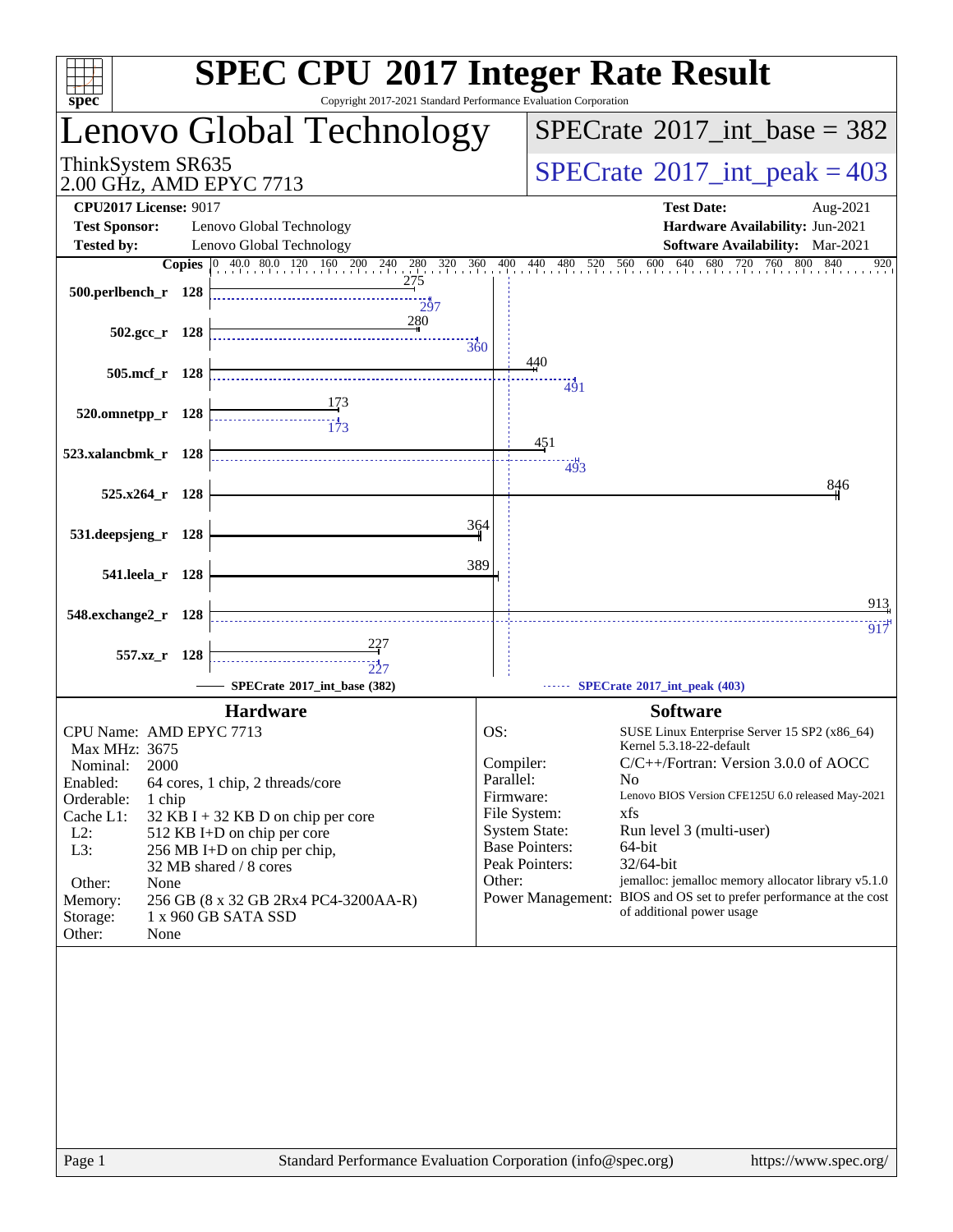# SPEC CPU 2017 Integer Rate Result

Copyright 2017-2021 Standard Performance Evaluation Corporation

## Lenovo Global Technology

ThinkSystem SR635
2.00 GHz, AMD EPYC 7713

**SPECrate 2017_int_base = 382**

**SPECrate 2017_int_peak = 403**

**CPU2017 License:** 9017
**Test Sponsor:** Lenovo Global Technology
**Tested by:** Lenovo Global Technology

**Test Date:** Aug-2021
**Hardware Availability:** Jun-2021
**Software Availability:** Mar-2021

| Benchmark | Copies | Base | Peak |
|---|---|---|---|
| 500.perlbench_r | 128 | 275 | 297 |
| 502.gcc_r | 128 | 280 | 360 |
| 505.mcf_r | 128 | 440 | 491 |
| 520.omnetpp_r | 128 | 173 | 173 |
| 523.xalancbmk_r | 128 | 451 | 493 |
| 525.x264_r | 128 | 846 | |
| 531.deepsjeng_r | 128 | 364 | |
| 541.leela_r | 128 | 389 | |
| 548.exchange2_r | 128 | 913 | 917 |
| 557.xz_r | 128 | 227 | 227 |

SPECrate 2017_int_base (382)
SPECrate 2017_int_peak (403)

## Hardware

| | |
|---|---|
| CPU Name: | AMD EPYC 7713 |
| Max MHz: | 3675 |
| Nominal: | 2000 |
| Enabled: | 64 cores, 1 chip, 2 threads/core |
| Orderable: | 1 chip |
| Cache L1: | 32 KB I + 32 KB D on chip per core |
| L2: | 512 KB I+D on chip per core |
| L3: | 256 MB I+D on chip per chip, 32 MB shared / 8 cores |
| Other: | None |
| Memory: | 256 GB (8 x 32 GB 2Rx4 PC4-3200AA-R) |
| Storage: | 1 x 960 GB SATA SSD |
| Other: | None |

## Software

| | |
|---|---|
| OS: | SUSE Linux Enterprise Server 15 SP2 (x86_64) Kernel 5.3.18-22-default |
| Compiler: | C/C++/Fortran: Version 3.0.0 of AOCC |
| Parallel: | No |
| Firmware: | Lenovo BIOS Version CFE125U 6.0 released May-2021 |
| File System: | xfs |
| System State: | Run level 3 (multi-user) |
| Base Pointers: | 64-bit |
| Peak Pointers: | 32/64-bit |
| Other: | jemalloc: jemalloc memory allocator library v5.1.0 |
| Power Management: | BIOS and OS set to prefer performance at the cost of additional power usage |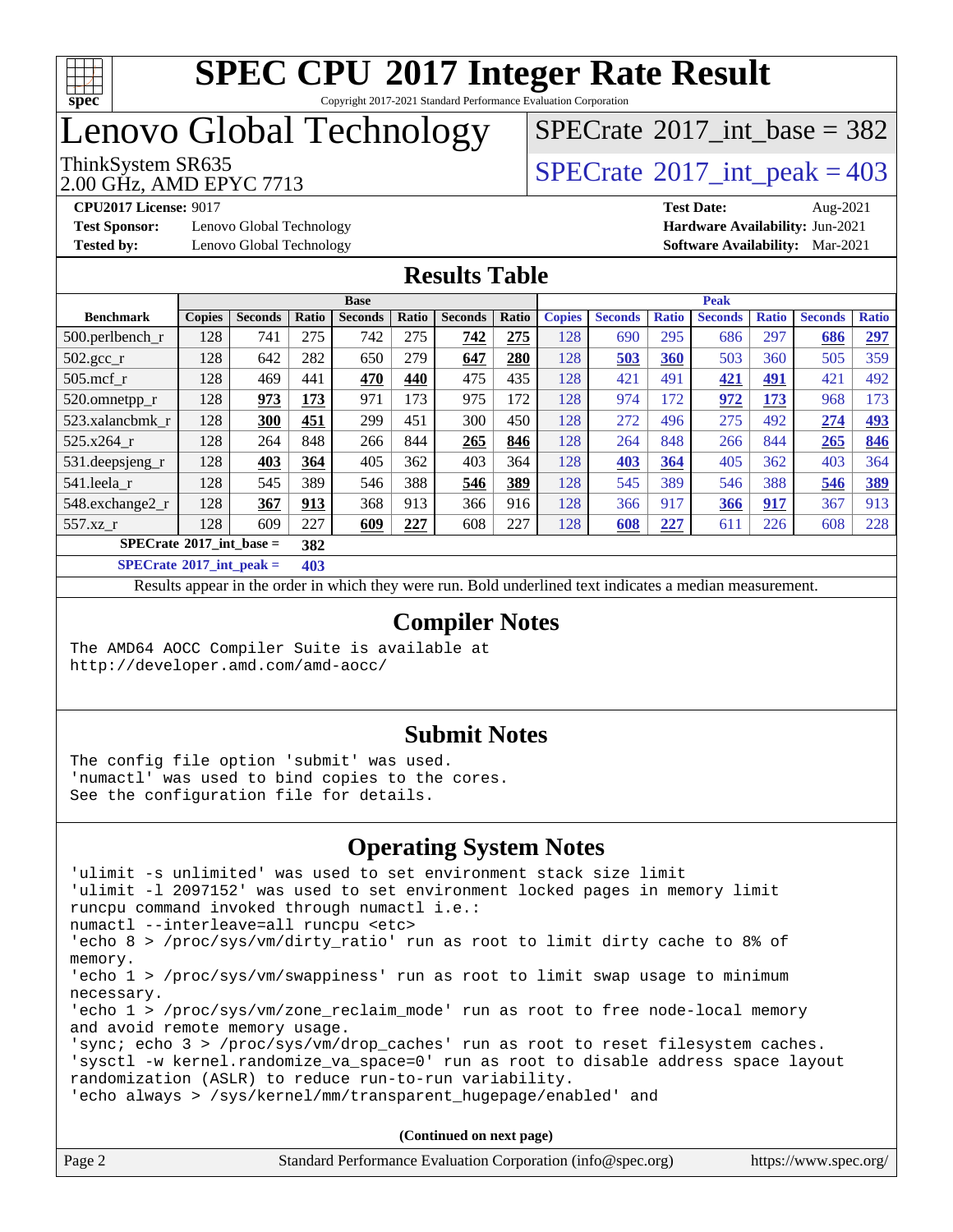# SPEC CPU 2017 Integer Rate Result

Copyright 2017-2021 Standard Performance Evaluation Corporation

## Lenovo Global Technology

ThinkSystem SR635
2.00 GHz, AMD EPYC 7713

SPECrate 2017_int_base = 382

SPECrate 2017_int_peak = 403

**CPU2017 License:** 9017
**Test Sponsor:** Lenovo Global Technology
**Tested by:** Lenovo Global Technology
**Test Date:** Aug-2021
**Hardware Availability:** Jun-2021
**Software Availability:** Mar-2021

## Results Table

| Benchmark | Base | | | | | | | Peak | | | | | | |
|---|---|---|---|---|---|---|---|---|---|---|---|---|---|---|
| | Copies | Seconds | Ratio | Seconds | Ratio | Seconds | Ratio | Copies | Seconds | Ratio | Seconds | Ratio | Seconds | Ratio |
| 500.perlbench_r | 128 | 741 | 275 | 742 | 275 | **742** | **275** | 128 | 690 | 295 | 686 | 297 | **686** | **297** |
| 502.gcc_r | 128 | 642 | 282 | 650 | 279 | **647** | **280** | 128 | **503** | **360** | 503 | 360 | 505 | 359 |
| 505.mcf_r | 128 | 469 | 441 | **470** | **440** | 475 | 435 | 128 | 421 | 491 | **421** | **491** | 421 | 492 |
| 520.omnetpp_r | 128 | **973** | **173** | 971 | 173 | 975 | 172 | 128 | 974 | 172 | **972** | **173** | 968 | 173 |
| 523.xalancbmk_r | 128 | **300** | **451** | 299 | 451 | 300 | 450 | 128 | 272 | 496 | 275 | 492 | **274** | **493** |
| 525.x264_r | 128 | 264 | 848 | 266 | 844 | **265** | **846** | 128 | 264 | 848 | 266 | 844 | **265** | **846** |
| 531.deepsjeng_r | 128 | **403** | **364** | 405 | 362 | 403 | 364 | 128 | **403** | **364** | 405 | 362 | 403 | 364 |
| 541.leela_r | 128 | 545 | 389 | 546 | 388 | **546** | **389** | 128 | 545 | 389 | 546 | 388 | **546** | **389** |
| 548.exchange2_r | 128 | **367** | **913** | 368 | 913 | 366 | 916 | 128 | 366 | 917 | **366** | **917** | 367 | 913 |
| 557.xz_r | 128 | 609 | 227 | **609** | **227** | 608 | 227 | 128 | **608** | **227** | 611 | 226 | 608 | 228 |

SPECrate 2017_int_base = **382**

SPECrate 2017_int_peak = **403**

Results appear in the order in which they were run. Bold underlined text indicates a median measurement.

## Compiler Notes

```
The AMD64 AOCC Compiler Suite is available at
http://developer.amd.com/amd-aocc/
```

## Submit Notes

```
The config file option 'submit' was used.
'numactl' was used to bind copies to the cores.
See the configuration file for details.
```

## Operating System Notes

```
'ulimit -s unlimited' was used to set environment stack size limit
'ulimit -l 2097152' was used to set environment locked pages in memory limit
runcpu command invoked through numactl i.e.:
numactl --interleave=all runcpu <etc>
'echo 8 > /proc/sys/vm/dirty_ratio' run as root to limit dirty cache to 8% of
memory.
'echo 1 > /proc/sys/vm/swappiness' run as root to limit swap usage to minimum
necessary.
'echo 1 > /proc/sys/vm/zone_reclaim_mode' run as root to free node-local memory
and avoid remote memory usage.
'sync; echo 3 > /proc/sys/vm/drop_caches' run as root to reset filesystem caches.
'sysctl -w kernel.randomize_va_space=0' run as root to disable address space layout
randomization (ASLR) to reduce run-to-run variability.
'echo always > /sys/kernel/mm/transparent_hugepage/enabled' and
```

(Continued on next page)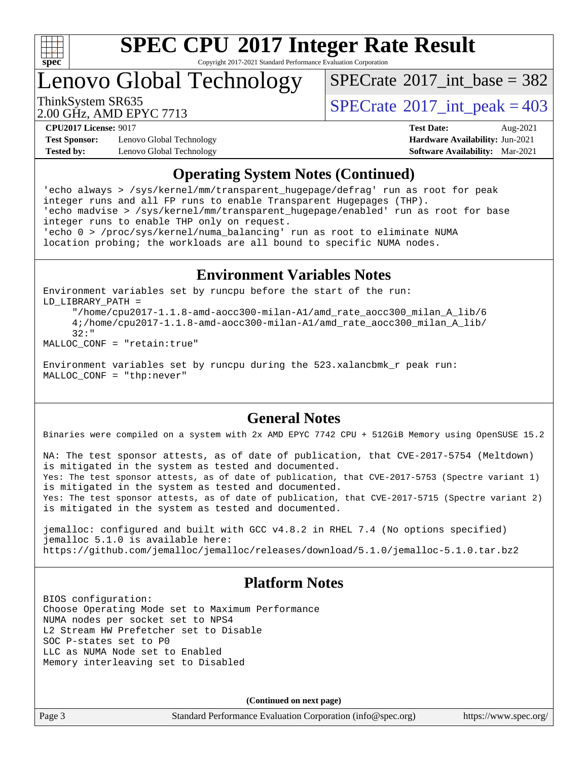# SPEC CPU 2017 Integer Rate Result

Copyright 2017-2021 Standard Performance Evaluation Corporation

## Lenovo Global Technology

ThinkSystem SR635
2.00 GHz, AMD EPYC 7713

SPECrate 2017_int_base = 382

SPECrate 2017_int_peak = 403

**CPU2017 License:** 9017
**Test Sponsor:** Lenovo Global Technology
**Tested by:** Lenovo Global Technology

**Test Date:** Aug-2021
**Hardware Availability:** Jun-2021
**Software Availability:** Mar-2021

## Operating System Notes (Continued)

```
'echo always > /sys/kernel/mm/transparent_hugepage/defrag' run as root for peak
integer runs and all FP runs to enable Transparent Hugepages (THP).
'echo madvise > /sys/kernel/mm/transparent_hugepage/enabled' run as root for base
integer runs to enable THP only on request.
'echo 0 > /proc/sys/kernel/numa_balancing' run as root to eliminate NUMA
location probing; the workloads are all bound to specific NUMA nodes.
```

## Environment Variables Notes

```
Environment variables set by runcpu before the start of the run:
LD_LIBRARY_PATH =
     "/home/cpu2017-1.1.8-amd-aocc300-milan-A1/amd_rate_aocc300_milan_A_lib/6
     4;/home/cpu2017-1.1.8-amd-aocc300-milan-A1/amd_rate_aocc300_milan_A_lib/
     32:"
MALLOC_CONF = "retain:true"

Environment variables set by runcpu during the 523.xalancbmk_r peak run:
MALLOC_CONF = "thp:never"
```

## General Notes

```
Binaries were compiled on a system with 2x AMD EPYC 7742 CPU + 512GiB Memory using OpenSUSE 15.2

NA: The test sponsor attests, as of date of publication, that CVE-2017-5754 (Meltdown)
is mitigated in the system as tested and documented.
Yes: The test sponsor attests, as of date of publication, that CVE-2017-5753 (Spectre variant 1)
is mitigated in the system as tested and documented.
Yes: The test sponsor attests, as of date of publication, that CVE-2017-5715 (Spectre variant 2)
is mitigated in the system as tested and documented.

jemalloc: configured and built with GCC v4.8.2 in RHEL 7.4 (No options specified)
jemalloc 5.1.0 is available here:
https://github.com/jemalloc/jemalloc/releases/download/5.1.0/jemalloc-5.1.0.tar.bz2
```

## Platform Notes

```
BIOS configuration:
Choose Operating Mode set to Maximum Performance
NUMA nodes per socket set to NPS4
L2 Stream HW Prefetcher set to Disable
SOC P-states set to P0
LLC as NUMA Node set to Enabled
Memory interleaving set to Disabled
```

**(Continued on next page)**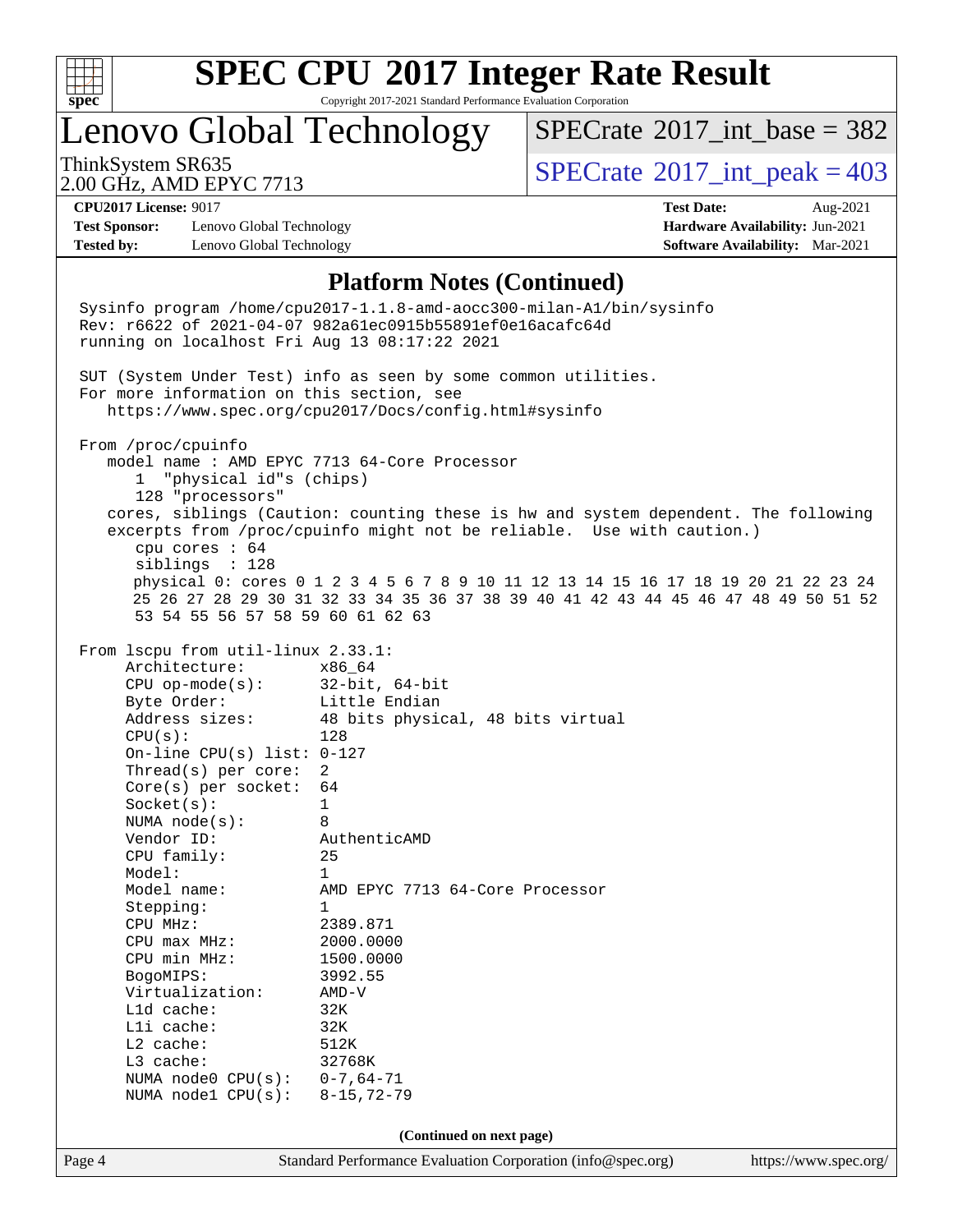## Platform Notes (Continued)

```
Sysinfo program /home/cpu2017-1.1.8-amd-aocc300-milan-A1/bin/sysinfo
Rev: r6622 of 2021-04-07 982a61ec0915b55891ef0e16acafc64d
running on localhost Fri Aug 13 08:17:22 2021

SUT (System Under Test) info as seen by some common utilities.
For more information on this section, see
   https://www.spec.org/cpu2017/Docs/config.html#sysinfo

From /proc/cpuinfo
   model name : AMD EPYC 7713 64-Core Processor
      1  "physical id"s (chips)
      128 "processors"
   cores, siblings (Caution: counting these is hw and system dependent. The following
   excerpts from /proc/cpuinfo might not be reliable.  Use with caution.)
      cpu cores : 64
      siblings  : 128
      physical 0: cores 0 1 2 3 4 5 6 7 8 9 10 11 12 13 14 15 16 17 18 19 20 21 22 23 24
      25 26 27 28 29 30 31 32 33 34 35 36 37 38 39 40 41 42 43 44 45 46 47 48 49 50 51 52
      53 54 55 56 57 58 59 60 61 62 63

From lscpu from util-linux 2.33.1:
     Architecture:        x86_64
     CPU op-mode(s):      32-bit, 64-bit
     Byte Order:          Little Endian
     Address sizes:       48 bits physical, 48 bits virtual
     CPU(s):              128
     On-line CPU(s) list: 0-127
     Thread(s) per core:  2
     Core(s) per socket:  64
     Socket(s):           1
     NUMA node(s):        8
     Vendor ID:           AuthenticAMD
     CPU family:          25
     Model:               1
     Model name:          AMD EPYC 7713 64-Core Processor
     Stepping:            1
     CPU MHz:             2389.871
     CPU max MHz:         2000.0000
     CPU min MHz:         1500.0000
     BogoMIPS:            3992.55
     Virtualization:      AMD-V
     L1d cache:           32K
     L1i cache:           32K
     L2 cache:            512K
     L3 cache:            32768K
     NUMA node0 CPU(s):   0-7,64-71
     NUMA node1 CPU(s):   8-15,72-79
```

(Continued on next page)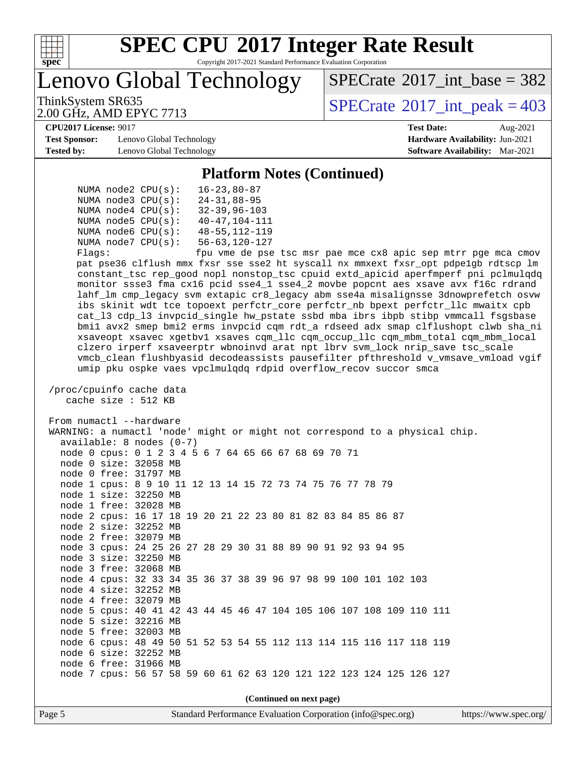## Platform Notes (Continued)

```
     NUMA node2 CPU(s):   16-23,80-87
     NUMA node3 CPU(s):   24-31,88-95
     NUMA node4 CPU(s):   32-39,96-103
     NUMA node5 CPU(s):   40-47,104-111
     NUMA node6 CPU(s):   48-55,112-119
     NUMA node7 CPU(s):   56-63,120-127
     Flags:               fpu vme de pse tsc msr pae mce cx8 apic sep mtrr pge mca cmov
     pat pse36 clflush mmx fxsr sse sse2 ht syscall nx mmxext fxsr_opt pdpe1gb rdtscp lm
     constant_tsc rep_good nopl nonstop_tsc cpuid extd_apicid aperfmperf pni pclmulqdq
     monitor ssse3 fma cx16 pcid sse4_1 sse4_2 movbe popcnt aes xsave avx f16c rdrand
     lahf_lm cmp_legacy svm extapic cr8_legacy abm sse4a misalignsse 3dnowprefetch osvw
     ibs skinit wdt tce topoext perfctr_core perfctr_nb bpext perfctr_llc mwaitx cpb
     cat_l3 cdp_l3 invpcid_single hw_pstate ssbd mba ibrs ibpb stibp vmmcall fsgsbase
     bmi1 avx2 smep bmi2 erms invpcid cqm rdt_a rdseed adx smap clflushopt clwb sha_ni
     xsaveopt xsavec xgetbv1 xsaves cqm_llc cqm_occup_llc cqm_mbm_total cqm_mbm_local
     clzero irperf xsaveerptr wbnoinvd arat npt lbrv svm_lock nrip_save tsc_scale
     vmcb_clean flushbyasid decodeassists pausefilter pfthreshold v_vmsave_vmload vgif
     umip pku ospke vaes vpclmulqdq rdpid overflow_recov succor smca

 /proc/cpuinfo cache data
    cache size : 512 KB

 From numactl --hardware
 WARNING: a numactl 'node' might or might not correspond to a physical chip.
   available: 8 nodes (0-7)
   node 0 cpus: 0 1 2 3 4 5 6 7 64 65 66 67 68 69 70 71
   node 0 size: 32058 MB
   node 0 free: 31797 MB
   node 1 cpus: 8 9 10 11 12 13 14 15 72 73 74 75 76 77 78 79
   node 1 size: 32250 MB
   node 1 free: 32028 MB
   node 2 cpus: 16 17 18 19 20 21 22 23 80 81 82 83 84 85 86 87
   node 2 size: 32252 MB
   node 2 free: 32079 MB
   node 3 cpus: 24 25 26 27 28 29 30 31 88 89 90 91 92 93 94 95
   node 3 size: 32250 MB
   node 3 free: 32068 MB
   node 4 cpus: 32 33 34 35 36 37 38 39 96 97 98 99 100 101 102 103
   node 4 size: 32252 MB
   node 4 free: 32079 MB
   node 5 cpus: 40 41 42 43 44 45 46 47 104 105 106 107 108 109 110 111
   node 5 size: 32216 MB
   node 5 free: 32003 MB
   node 6 cpus: 48 49 50 51 52 53 54 55 112 113 114 115 116 117 118 119
   node 6 size: 32252 MB
   node 6 free: 31966 MB
   node 7 cpus: 56 57 58 59 60 61 62 63 120 121 122 123 124 125 126 127
```

**(Continued on next page)**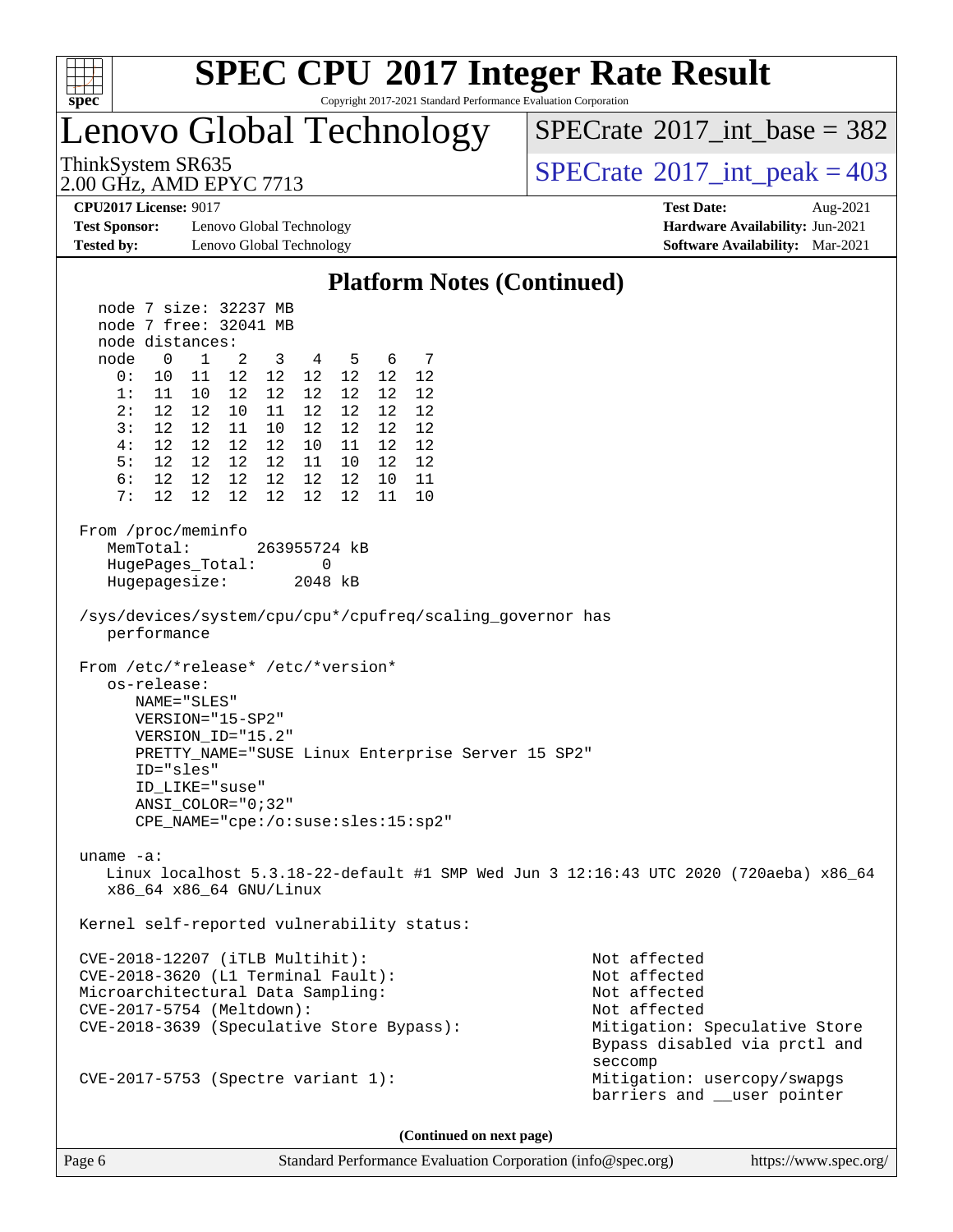# Platform Notes (Continued)

```
   node 7 size: 32237 MB
   node 7 free: 32041 MB
   node distances:
   node   0   1   2   3   4   5   6   7
     0:  10  11  12  12  12  12  12  12
     1:  11  10  12  12  12  12  12  12
     2:  12  12  10  11  12  12  12  12
     3:  12  12  11  10  12  12  12  12
     4:  12  12  12  12  10  11  12  12
     5:  12  12  12  12  11  10  12  12
     6:  12  12  12  12  12  12  10  11
     7:  12  12  12  12  12  12  11  10

 From /proc/meminfo
    MemTotal:       263955724 kB
    HugePages_Total:       0
    Hugepagesize:       2048 kB

 /sys/devices/system/cpu/cpu*/cpufreq/scaling_governor has
    performance

 From /etc/*release* /etc/*version*
    os-release:
       NAME="SLES"
       VERSION="15-SP2"
       VERSION_ID="15.2"
       PRETTY_NAME="SUSE Linux Enterprise Server 15 SP2"
       ID="sles"
       ID_LIKE="suse"
       ANSI_COLOR="0;32"
       CPE_NAME="cpe:/o:suse:sles:15:sp2"

 uname -a:
    Linux localhost 5.3.18-22-default #1 SMP Wed Jun 3 12:16:43 UTC 2020 (720aeba) x86_64
    x86_64 x86_64 GNU/Linux

 Kernel self-reported vulnerability status:

 CVE-2018-12207 (iTLB Multihit):                          Not affected
 CVE-2018-3620 (L1 Terminal Fault):                       Not affected
 Microarchitectural Data Sampling:                        Not affected
 CVE-2017-5754 (Meltdown):                                Not affected
 CVE-2018-3639 (Speculative Store Bypass):                Mitigation: Speculative Store
                                                          Bypass disabled via prctl and
                                                          seccomp
 CVE-2017-5753 (Spectre variant 1):                       Mitigation: usercopy/swapgs
                                                          barriers and __user pointer
```

**(Continued on next page)**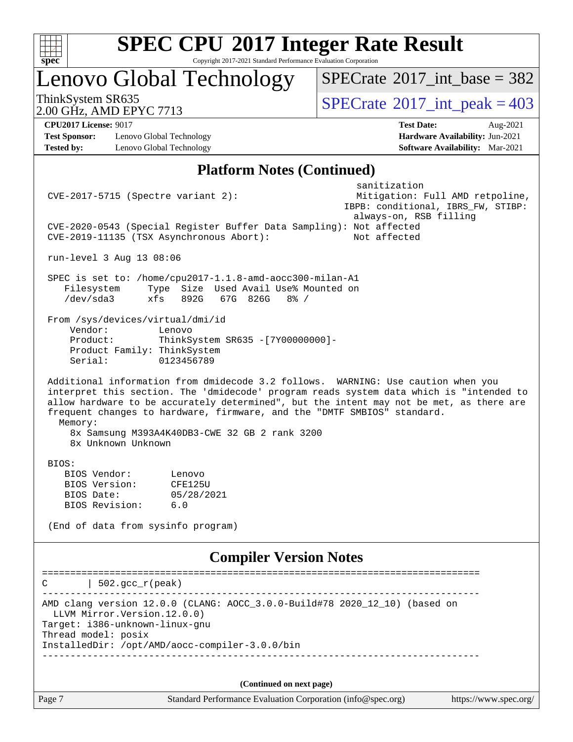# Platform Notes (Continued)

```
                                                         sanitization
 CVE-2017-5715 (Spectre variant 2):                      Mitigation: Full AMD retpoline,
                                                        IBPB: conditional, IBRS_FW, STIBP:
                                                         always-on, RSB filling
 CVE-2020-0543 (Special Register Buffer Data Sampling): Not affected
 CVE-2019-11135 (TSX Asynchronous Abort):               Not affected

 run-level 3 Aug 13 08:06

 SPEC is set to: /home/cpu2017-1.1.8-amd-aocc300-milan-A1
    Filesystem     Type  Size  Used Avail Use% Mounted on
    /dev/sda3      xfs   892G   67G  826G   8% /

 From /sys/devices/virtual/dmi/id
     Vendor:         Lenovo
     Product:        ThinkSystem SR635 -[7Y00000000]-
     Product Family: ThinkSystem
     Serial:         0123456789

 Additional information from dmidecode 3.2 follows.  WARNING: Use caution when you
 interpret this section. The 'dmidecode' program reads system data which is "intended to
 allow hardware to be accurately determined", but the intent may not be met, as there are
 frequent changes to hardware, firmware, and the "DMTF SMBIOS" standard.
   Memory:
     8x Samsung M393A4K40DB3-CWE 32 GB 2 rank 3200
     8x Unknown Unknown

 BIOS:
    BIOS Vendor:       Lenovo
    BIOS Version:      CFE125U
    BIOS Date:         05/28/2021
    BIOS Revision:     6.0

 (End of data from sysinfo program)
```

# Compiler Version Notes

```
==============================================================================
C       | 502.gcc_r(peak)
------------------------------------------------------------------------------
AMD clang version 12.0.0 (CLANG: AOCC_3.0.0-Build#78 2020_12_10) (based on
  LLVM Mirror.Version.12.0.0)
Target: i386-unknown-linux-gnu
Thread model: posix
InstalledDir: /opt/AMD/aocc-compiler-3.0.0/bin
------------------------------------------------------------------------------
```

(Continued on next page)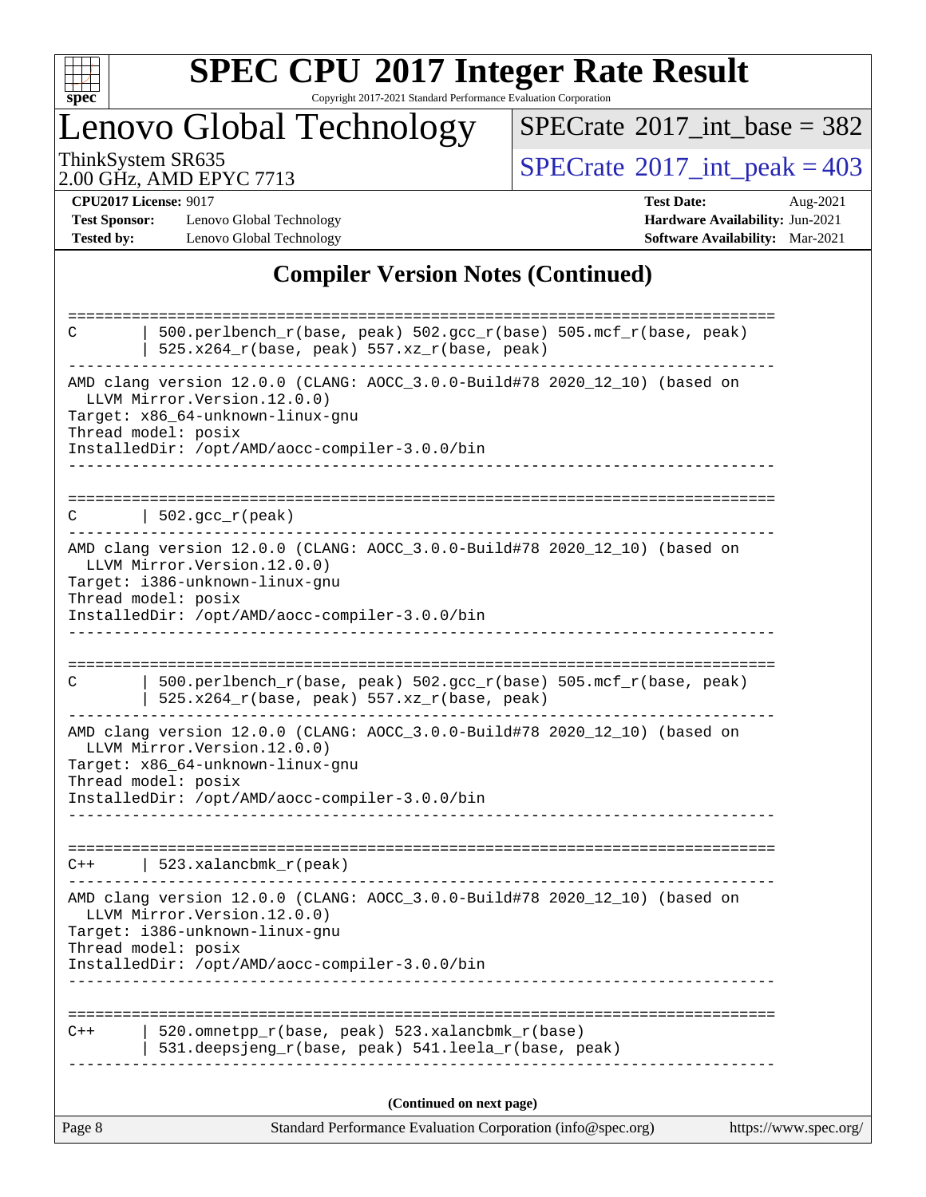## Compiler Version Notes (Continued)

```
==============================================================================
C        | 500.perlbench_r(base, peak) 502.gcc_r(base) 505.mcf_r(base, peak)
         | 525.x264_r(base, peak) 557.xz_r(base, peak)
------------------------------------------------------------------------------
AMD clang version 12.0.0 (CLANG: AOCC_3.0.0-Build#78 2020_12_10) (based on
  LLVM Mirror.Version.12.0.0)
Target: x86_64-unknown-linux-gnu
Thread model: posix
InstalledDir: /opt/AMD/aocc-compiler-3.0.0/bin
------------------------------------------------------------------------------

==============================================================================
C        | 502.gcc_r(peak)
------------------------------------------------------------------------------
AMD clang version 12.0.0 (CLANG: AOCC_3.0.0-Build#78 2020_12_10) (based on
  LLVM Mirror.Version.12.0.0)
Target: i386-unknown-linux-gnu
Thread model: posix
InstalledDir: /opt/AMD/aocc-compiler-3.0.0/bin
------------------------------------------------------------------------------

==============================================================================
C        | 500.perlbench_r(base, peak) 502.gcc_r(base) 505.mcf_r(base, peak)
         | 525.x264_r(base, peak) 557.xz_r(base, peak)
------------------------------------------------------------------------------
AMD clang version 12.0.0 (CLANG: AOCC_3.0.0-Build#78 2020_12_10) (based on
  LLVM Mirror.Version.12.0.0)
Target: x86_64-unknown-linux-gnu
Thread model: posix
InstalledDir: /opt/AMD/aocc-compiler-3.0.0/bin
------------------------------------------------------------------------------

==============================================================================
C++      | 523.xalancbmk_r(peak)
------------------------------------------------------------------------------
AMD clang version 12.0.0 (CLANG: AOCC_3.0.0-Build#78 2020_12_10) (based on
  LLVM Mirror.Version.12.0.0)
Target: i386-unknown-linux-gnu
Thread model: posix
InstalledDir: /opt/AMD/aocc-compiler-3.0.0/bin
------------------------------------------------------------------------------

==============================================================================
C++      | 520.omnetpp_r(base, peak) 523.xalancbmk_r(base)
         | 531.deepsjeng_r(base, peak) 541.leela_r(base, peak)
------------------------------------------------------------------------------
```

**(Continued on next page)**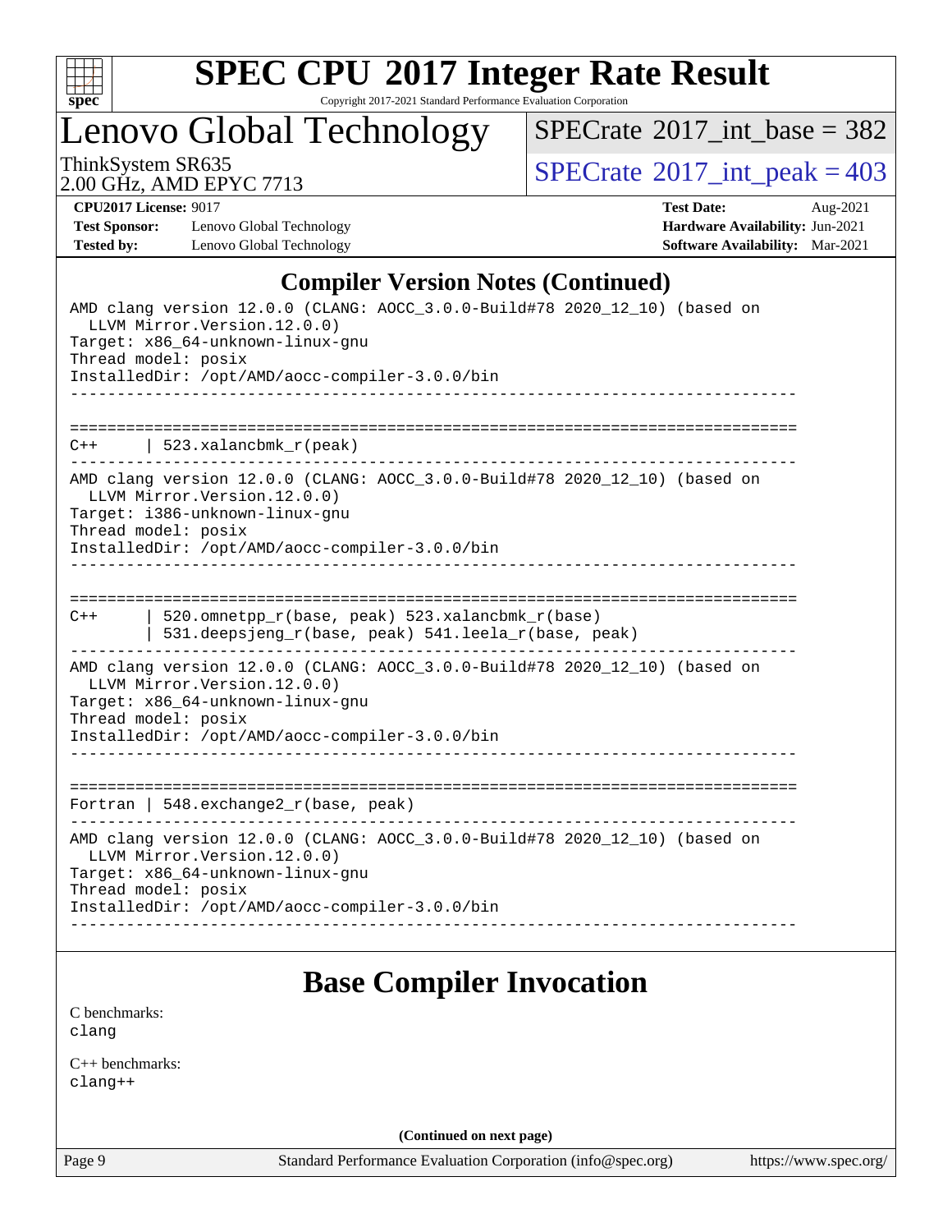## Compiler Version Notes (Continued)

```
AMD clang version 12.0.0 (CLANG: AOCC_3.0.0-Build#78 2020_12_10) (based on
  LLVM Mirror.Version.12.0.0)
Target: x86_64-unknown-linux-gnu
Thread model: posix
InstalledDir: /opt/AMD/aocc-compiler-3.0.0/bin
------------------------------------------------------------------------------

==============================================================================
C++       | 523.xalancbmk_r(peak)
------------------------------------------------------------------------------
AMD clang version 12.0.0 (CLANG: AOCC_3.0.0-Build#78 2020_12_10) (based on
  LLVM Mirror.Version.12.0.0)
Target: i386-unknown-linux-gnu
Thread model: posix
InstalledDir: /opt/AMD/aocc-compiler-3.0.0/bin
------------------------------------------------------------------------------

==============================================================================
C++       | 520.omnetpp_r(base, peak) 523.xalancbmk_r(base)
          | 531.deepsjeng_r(base, peak) 541.leela_r(base, peak)
------------------------------------------------------------------------------
AMD clang version 12.0.0 (CLANG: AOCC_3.0.0-Build#78 2020_12_10) (based on
  LLVM Mirror.Version.12.0.0)
Target: x86_64-unknown-linux-gnu
Thread model: posix
InstalledDir: /opt/AMD/aocc-compiler-3.0.0/bin
------------------------------------------------------------------------------

==============================================================================
Fortran | 548.exchange2_r(base, peak)
------------------------------------------------------------------------------
AMD clang version 12.0.0 (CLANG: AOCC_3.0.0-Build#78 2020_12_10) (based on
  LLVM Mirror.Version.12.0.0)
Target: x86_64-unknown-linux-gnu
Thread model: posix
InstalledDir: /opt/AMD/aocc-compiler-3.0.0/bin
------------------------------------------------------------------------------
```

## Base Compiler Invocation

C benchmarks:
clang

C++ benchmarks:
clang++

(Continued on next page)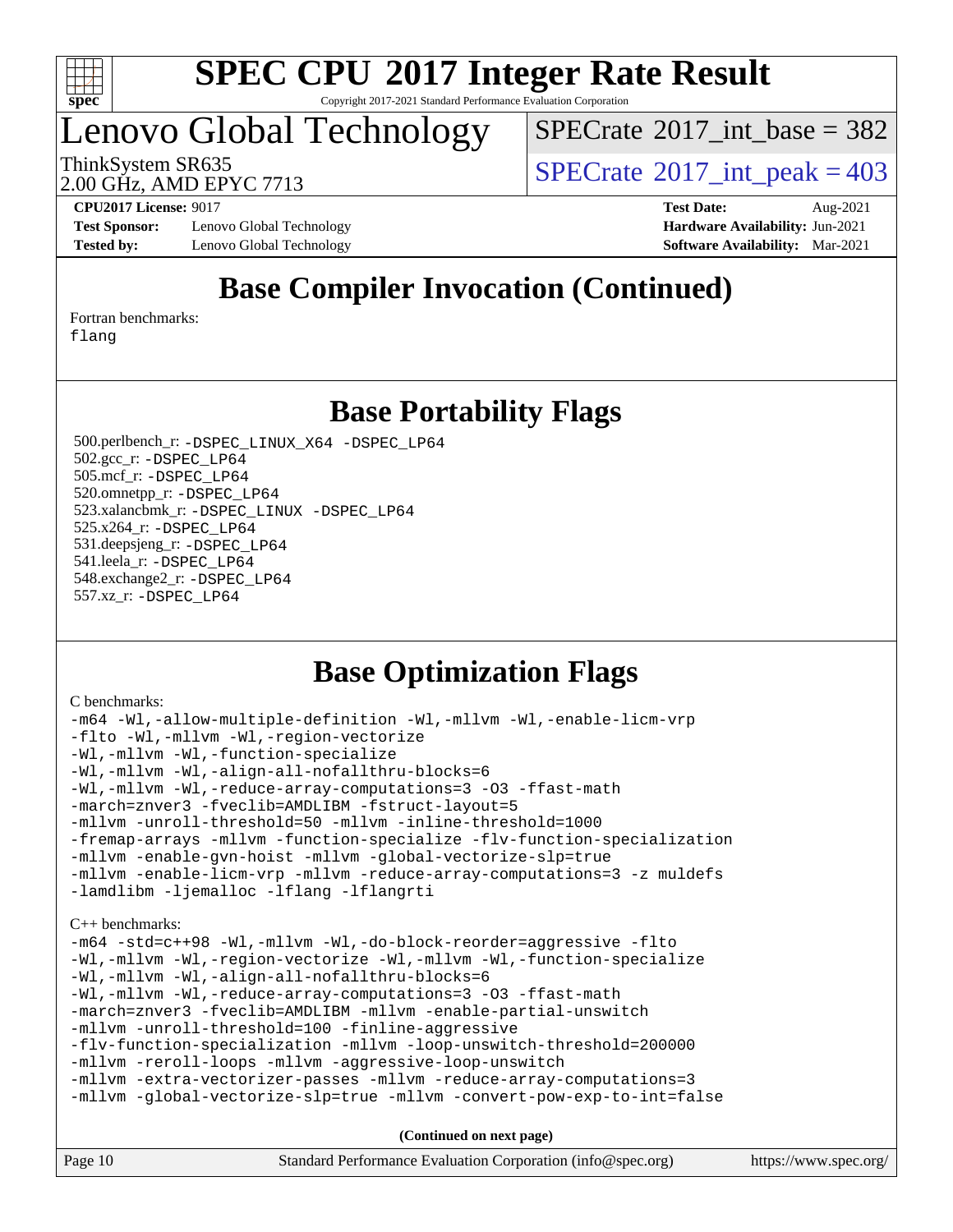# SPEC CPU 2017 Integer Rate Result

Copyright 2017-2021 Standard Performance Evaluation Corporation

## Lenovo Global Technology

ThinkSystem SR635
2.00 GHz, AMD EPYC 7713

SPECrate 2017_int_base = 382
SPECrate 2017_int_peak = 403

**CPU2017 License:** 9017
**Test Sponsor:** Lenovo Global Technology
**Tested by:** Lenovo Global Technology
**Test Date:** Aug-2021
**Hardware Availability:** Jun-2021
**Software Availability:** Mar-2021

## Base Compiler Invocation (Continued)

Fortran benchmarks:
```
flang
```

## Base Portability Flags

500.perlbench_r: `-DSPEC_LINUX_X64 -DSPEC_LP64`
502.gcc_r: `-DSPEC_LP64`
505.mcf_r: `-DSPEC_LP64`
520.omnetpp_r: `-DSPEC_LP64`
523.xalancbmk_r: `-DSPEC_LINUX -DSPEC_LP64`
525.x264_r: `-DSPEC_LP64`
531.deepsjeng_r: `-DSPEC_LP64`
541.leela_r: `-DSPEC_LP64`
548.exchange2_r: `-DSPEC_LP64`
557.xz_r: `-DSPEC_LP64`

## Base Optimization Flags

C benchmarks:
```
-m64 -Wl,-allow-multiple-definition -Wl,-mllvm -Wl,-enable-licm-vrp
-flto -Wl,-mllvm -Wl,-region-vectorize
-Wl,-mllvm -Wl,-function-specialize
-Wl,-mllvm -Wl,-align-all-nofallthru-blocks=6
-Wl,-mllvm -Wl,-reduce-array-computations=3 -O3 -ffast-math
-march=znver3 -fveclib=AMDLIBM -fstruct-layout=5
-mllvm -unroll-threshold=50 -mllvm -inline-threshold=1000
-fremap-arrays -mllvm -function-specialize -flv-function-specialization
-mllvm -enable-gvn-hoist -mllvm -global-vectorize-slp=true
-mllvm -enable-licm-vrp -mllvm -reduce-array-computations=3 -z muldefs
-lamdlibm -ljemalloc -lflang -lflangrti
```

C++ benchmarks:
```
-m64 -std=c++98 -Wl,-mllvm -Wl,-do-block-reorder=aggressive -flto
-Wl,-mllvm -Wl,-region-vectorize -Wl,-mllvm -Wl,-function-specialize
-Wl,-mllvm -Wl,-align-all-nofallthru-blocks=6
-Wl,-mllvm -Wl,-reduce-array-computations=3 -O3 -ffast-math
-march=znver3 -fveclib=AMDLIBM -mllvm -enable-partial-unswitch
-mllvm -unroll-threshold=100 -finline-aggressive
-flv-function-specialization -mllvm -loop-unswitch-threshold=200000
-mllvm -reroll-loops -mllvm -aggressive-loop-unswitch
-mllvm -extra-vectorizer-passes -mllvm -reduce-array-computations=3
-mllvm -global-vectorize-slp=true -mllvm -convert-pow-exp-to-int=false
```

**(Continued on next page)**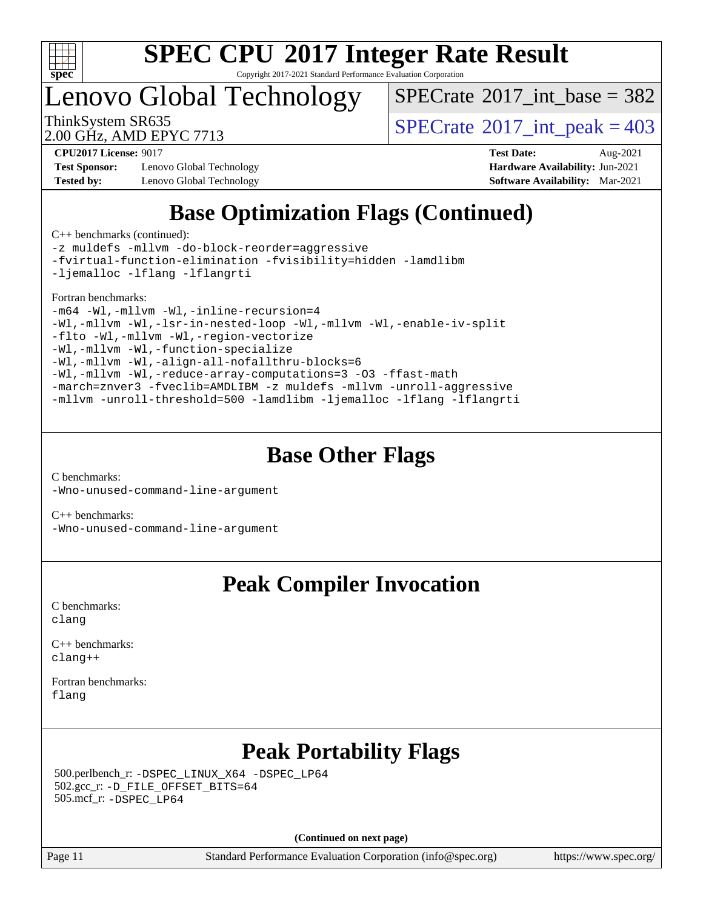## Base Optimization Flags (Continued)

C++ benchmarks (continued):

```
-z muldefs -mllvm -do-block-reorder=aggressive
-fvirtual-function-elimination -fvisibility=hidden -lamdlibm
-ljemalloc -lflang -lflangrti
```

Fortran benchmarks:

```
-m64 -Wl,-mllvm -Wl,-inline-recursion=4
-Wl,-mllvm -Wl,-lsr-in-nested-loop -Wl,-mllvm -Wl,-enable-iv-split
-flto -Wl,-mllvm -Wl,-region-vectorize
-Wl,-mllvm -Wl,-function-specialize
-Wl,-mllvm -Wl,-align-all-nofallthru-blocks=6
-Wl,-mllvm -Wl,-reduce-array-computations=3 -O3 -ffast-math
-march=znver3 -fveclib=AMDLIBM -z muldefs -mllvm -unroll-aggressive
-mllvm -unroll-threshold=500 -lamdlibm -ljemalloc -lflang -lflangrti
```

## Base Other Flags

C benchmarks:

```
-Wno-unused-command-line-argument
```

C++ benchmarks:

```
-Wno-unused-command-line-argument
```

## Peak Compiler Invocation

C benchmarks:

```
clang
```

C++ benchmarks:

```
clang++
```

Fortran benchmarks:

```
flang
```

## Peak Portability Flags

500.perlbench_r: `-DSPEC_LINUX_X64 -DSPEC_LP64`
502.gcc_r: `-D_FILE_OFFSET_BITS=64`
505.mcf_r: `-DSPEC_LP64`

**(Continued on next page)**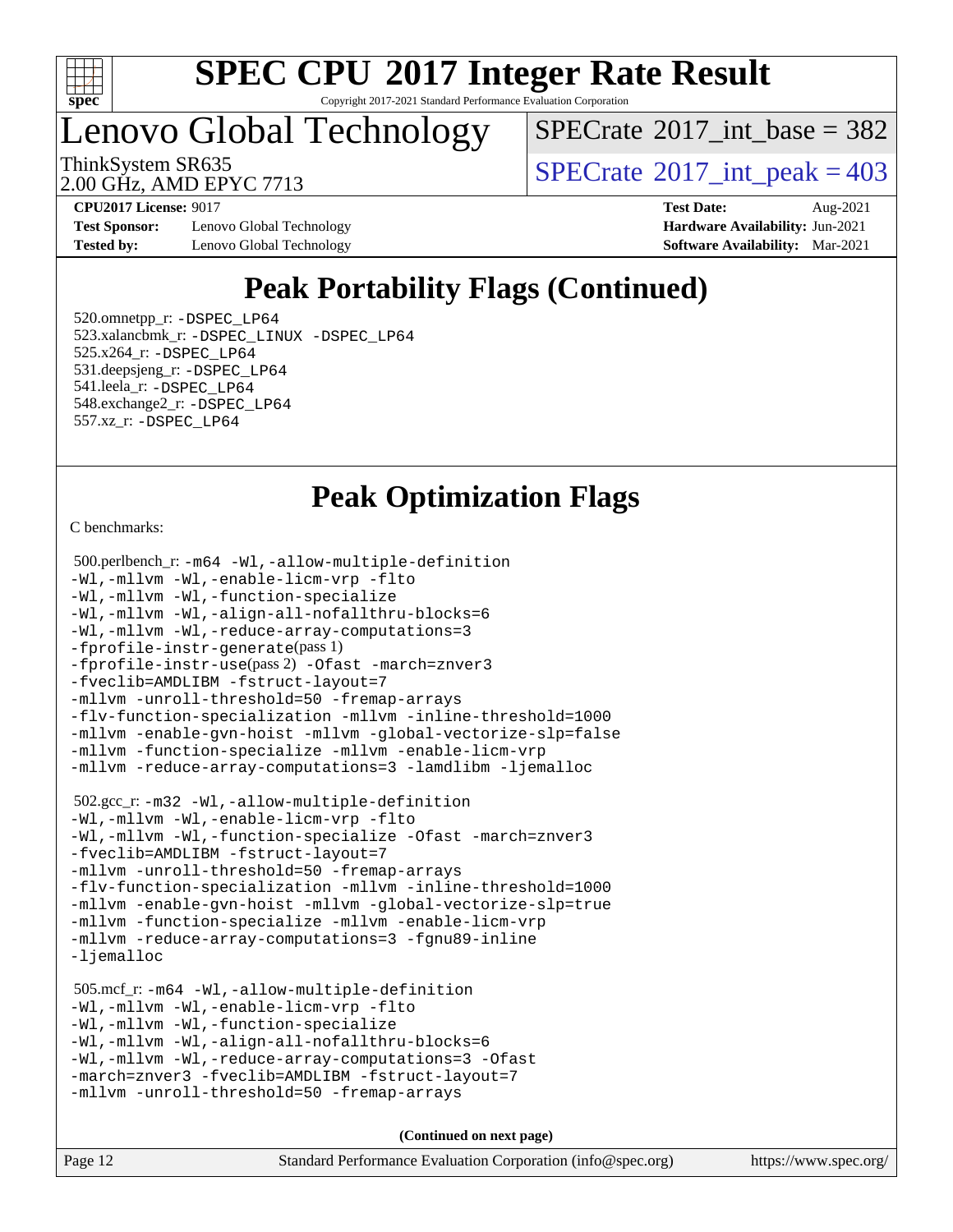# SPEC CPU 2017 Integer Rate Result

Copyright 2017-2021 Standard Performance Evaluation Corporation

## Lenovo Global Technology

ThinkSystem SR635
2.00 GHz, AMD EPYC 7713

SPECrate 2017_int_base = 382
SPECrate 2017_int_peak = 403

**CPU2017 License:** 9017
**Test Sponsor:** Lenovo Global Technology
**Tested by:** Lenovo Global Technology
**Test Date:** Aug-2021
**Hardware Availability:** Jun-2021
**Software Availability:** Mar-2021

## Peak Portability Flags (Continued)

520.omnetpp_r: -DSPEC_LP64
523.xalancbmk_r: -DSPEC_LINUX -DSPEC_LP64
525.x264_r: -DSPEC_LP64
531.deepsjeng_r: -DSPEC_LP64
541.leela_r: -DSPEC_LP64
548.exchange2_r: -DSPEC_LP64
557.xz_r: -DSPEC_LP64

## Peak Optimization Flags

C benchmarks:

500.perlbench_r: -m64 -Wl,-allow-multiple-definition -Wl,-mllvm -Wl,-enable-licm-vrp -flto -Wl,-mllvm -Wl,-function-specialize -Wl,-mllvm -Wl,-align-all-nofallthru-blocks=6 -Wl,-mllvm -Wl,-reduce-array-computations=3 -fprofile-instr-generate(pass 1) -fprofile-instr-use(pass 2) -Ofast -march=znver3 -fveclib=AMDLIBM -fstruct-layout=7 -mllvm -unroll-threshold=50 -fremap-arrays -flv-function-specialization -mllvm -inline-threshold=1000 -mllvm -enable-gvn-hoist -mllvm -global-vectorize-slp=false -mllvm -function-specialize -mllvm -enable-licm-vrp -mllvm -reduce-array-computations=3 -lamdlibm -ljemalloc

502.gcc_r: -m32 -Wl,-allow-multiple-definition -Wl,-mllvm -Wl,-enable-licm-vrp -flto -Wl,-mllvm -Wl,-function-specialize -Ofast -march=znver3 -fveclib=AMDLIBM -fstruct-layout=7 -mllvm -unroll-threshold=50 -fremap-arrays -flv-function-specialization -mllvm -inline-threshold=1000 -mllvm -enable-gvn-hoist -mllvm -global-vectorize-slp=true -mllvm -function-specialize -mllvm -enable-licm-vrp -mllvm -reduce-array-computations=3 -fgnu89-inline -ljemalloc

505.mcf_r: -m64 -Wl,-allow-multiple-definition -Wl,-mllvm -Wl,-enable-licm-vrp -flto -Wl,-mllvm -Wl,-function-specialize -Wl,-mllvm -Wl,-align-all-nofallthru-blocks=6 -Wl,-mllvm -Wl,-reduce-array-computations=3 -Ofast -march=znver3 -fveclib=AMDLIBM -fstruct-layout=7 -mllvm -unroll-threshold=50 -fremap-arrays

**(Continued on next page)**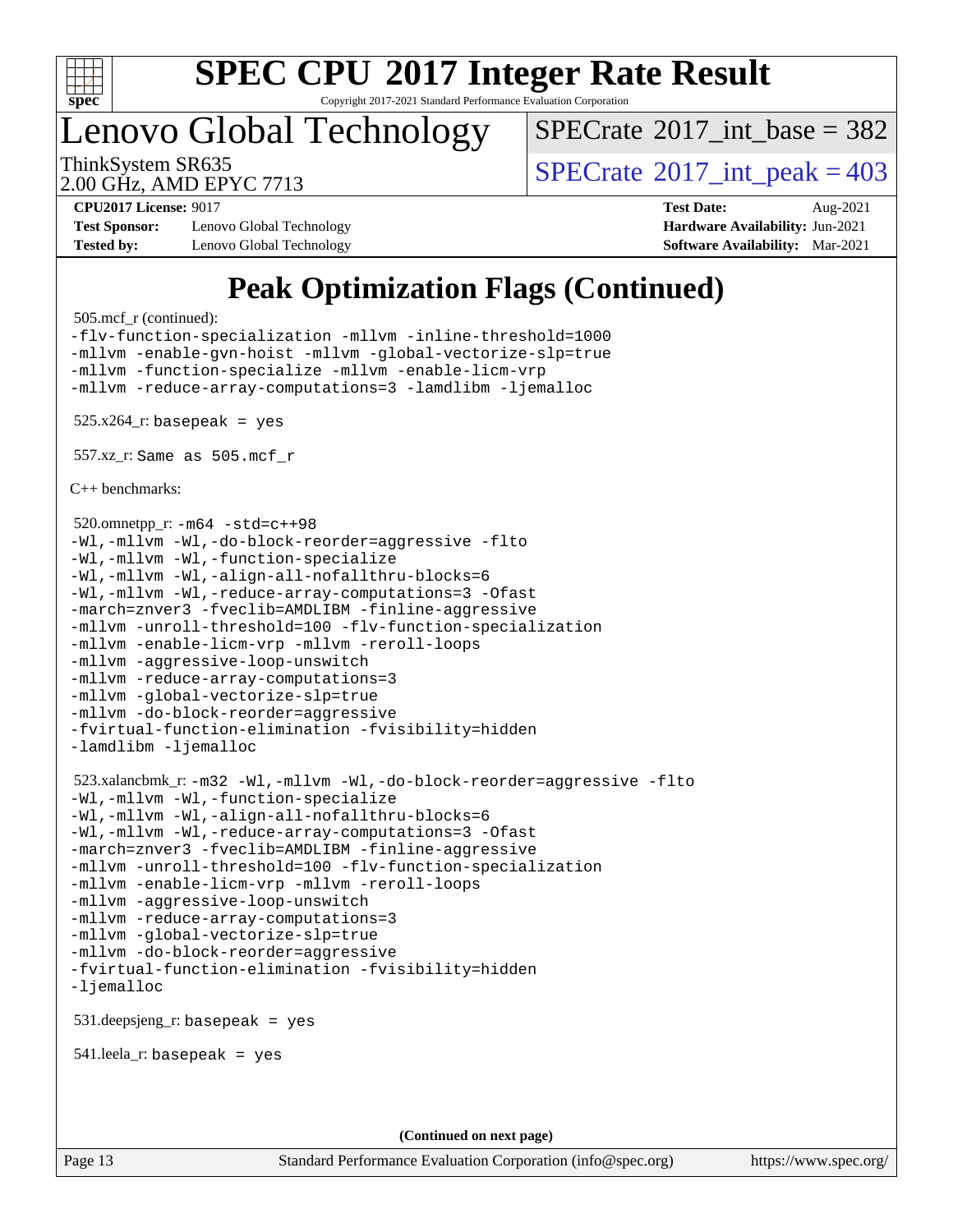# Peak Optimization Flags (Continued)

505.mcf_r (continued):
```
-flv-function-specialization -mllvm -inline-threshold=1000
-mllvm -enable-gvn-hoist -mllvm -global-vectorize-slp=true
-mllvm -function-specialize -mllvm -enable-licm-vrp
-mllvm -reduce-array-computations=3 -lamdlibm -ljemalloc
```

525.x264_r: `basepeak = yes`

557.xz_r: `Same as 505.mcf_r`

C++ benchmarks:

520.omnetpp_r:
```
-m64 -std=c++98
-Wl,-mllvm -Wl,-do-block-reorder=aggressive -flto
-Wl,-mllvm -Wl,-function-specialize
-Wl,-mllvm -Wl,-align-all-nofallthru-blocks=6
-Wl,-mllvm -Wl,-reduce-array-computations=3 -Ofast
-march=znver3 -fveclib=AMDLIBM -finline-aggressive
-mllvm -unroll-threshold=100 -flv-function-specialization
-mllvm -enable-licm-vrp -mllvm -reroll-loops
-mllvm -aggressive-loop-unswitch
-mllvm -reduce-array-computations=3
-mllvm -global-vectorize-slp=true
-mllvm -do-block-reorder=aggressive
-fvirtual-function-elimination -fvisibility=hidden
-lamdlibm -ljemalloc
```

523.xalancbmk_r:
```
-m32 -Wl,-mllvm -Wl,-do-block-reorder=aggressive -flto
-Wl,-mllvm -Wl,-function-specialize
-Wl,-mllvm -Wl,-align-all-nofallthru-blocks=6
-Wl,-mllvm -Wl,-reduce-array-computations=3 -Ofast
-march=znver3 -fveclib=AMDLIBM -finline-aggressive
-mllvm -unroll-threshold=100 -flv-function-specialization
-mllvm -enable-licm-vrp -mllvm -reroll-loops
-mllvm -aggressive-loop-unswitch
-mllvm -reduce-array-computations=3
-mllvm -global-vectorize-slp=true
-mllvm -do-block-reorder=aggressive
-fvirtual-function-elimination -fvisibility=hidden
-ljemalloc
```

531.deepsjeng_r: `basepeak = yes`

541.leela_r: `basepeak = yes`

(Continued on next page)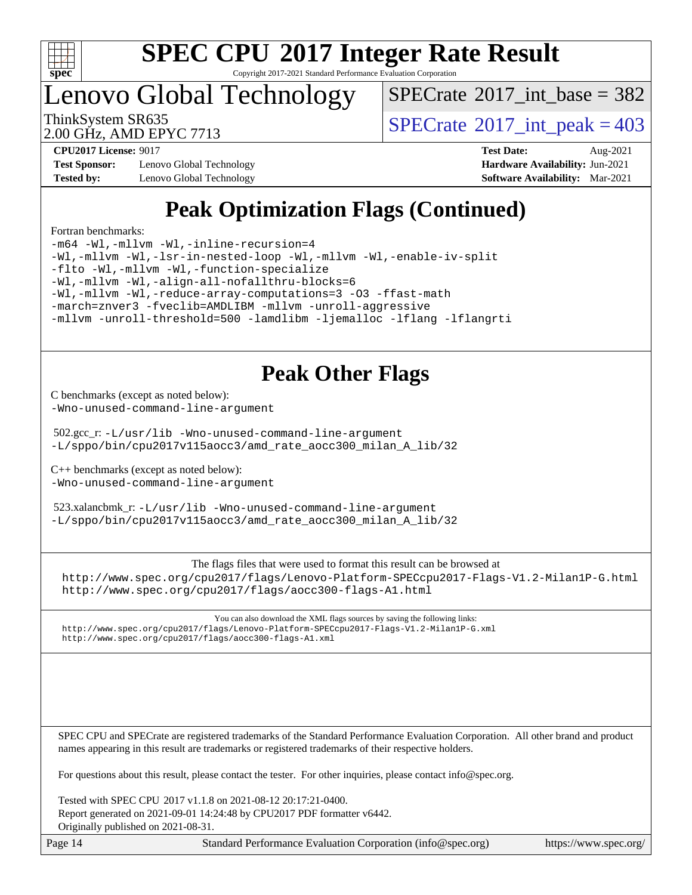# Peak Optimization Flags (Continued)

Fortran benchmarks:

```
-m64 -Wl,-mllvm -Wl,-inline-recursion=4
-Wl,-mllvm -Wl,-lsr-in-nested-loop -Wl,-mllvm -Wl,-enable-iv-split
-flto -Wl,-mllvm -Wl,-function-specialize
-Wl,-mllvm -Wl,-align-all-nofallthru-blocks=6
-Wl,-mllvm -Wl,-reduce-array-computations=3 -O3 -ffast-math
-march=znver3 -fveclib=AMDLIBM -mllvm -unroll-aggressive
-mllvm -unroll-threshold=500 -lamdlibm -ljemalloc -lflang -lflangrti
```

# Peak Other Flags

C benchmarks (except as noted below):
`-Wno-unused-command-line-argument`

502.gcc_r: `-L/usr/lib -Wno-unused-command-line-argument -L/sppo/bin/cpu2017v115aocc3/amd_rate_aocc300_milan_A_lib/32`

C++ benchmarks (except as noted below):
`-Wno-unused-command-line-argument`

523.xalancbmk_r: `-L/usr/lib -Wno-unused-command-line-argument -L/sppo/bin/cpu2017v115aocc3/amd_rate_aocc300_milan_A_lib/32`

The flags files that were used to format this result can be browsed at
http://www.spec.org/cpu2017/flags/Lenovo-Platform-SPECcpu2017-Flags-V1.2-Milan1P-G.html
http://www.spec.org/cpu2017/flags/aocc300-flags-A1.html

You can also download the XML flags sources by saving the following links:
http://www.spec.org/cpu2017/flags/Lenovo-Platform-SPECcpu2017-Flags-V1.2-Milan1P-G.xml
http://www.spec.org/cpu2017/flags/aocc300-flags-A1.xml

SPEC CPU and SPECrate are registered trademarks of the Standard Performance Evaluation Corporation. All other brand and product names appearing in this result are trademarks or registered trademarks of their respective holders.

For questions about this result, please contact the tester. For other inquiries, please contact info@spec.org.

Tested with SPEC CPU 2017 v1.1.8 on 2021-08-12 20:17:21-0400.
Report generated on 2021-09-01 14:24:48 by CPU2017 PDF formatter v6442.
Originally published on 2021-08-31.